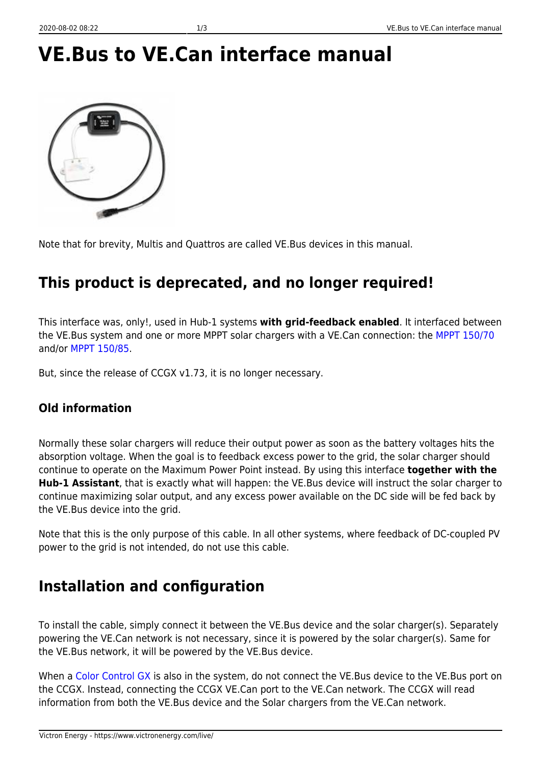# VE.Bus to VE.Can interface manual

Note that for brevity, Multis and Quattros are called VE.Bus devices in this manual.

## This product is deprecated, and no longer required!

This interface was, only!, used in Hub-1 systems **with grid-feedback enabled**. It interfaced between the VE.Bus system and one or more MPPT solar chargers with a VE.Can connection: the MPPT 150/70 and/or MPPT 150/85.

But, since the release of CCGX v1.73, it is no longer necessary.

### Old information

Normally these solar chargers will reduce their output power as soon as the battery voltages hits the absorption voltage. When the goal is to feedback excess power to the grid, the solar charger should continue to operate on the Maximum Power Point instead. By using this interface **together with the Hub-1 Assistant**, that is exactly what will happen: the VE.Bus device will instruct the solar charger to continue maximizing solar output, and any excess power available on the DC side will be fed back by the VE.Bus device into the grid.

Note that this is the only purpose of this cable. In all other systems, where feedback of DC-coupled PV power to the grid is not intended, do not use this cable.

## Installation and configuration

To install the cable, simply connect it between the VE.Bus device and the solar charger(s). Separately powering the VE.Can network is not necessary, since it is powered by the solar charger(s). Same for the VE.Bus network, it will be powered by the VE.Bus device.

When a Color Control GX is also in the system, do not connect the VE.Bus device to the VE.Bus port on the CCGX. Instead, connecting the CCGX VE.Can port to the VE.Can network. The CCGX will read information from both the VE.Bus device and the Solar chargers from the VE.Can network.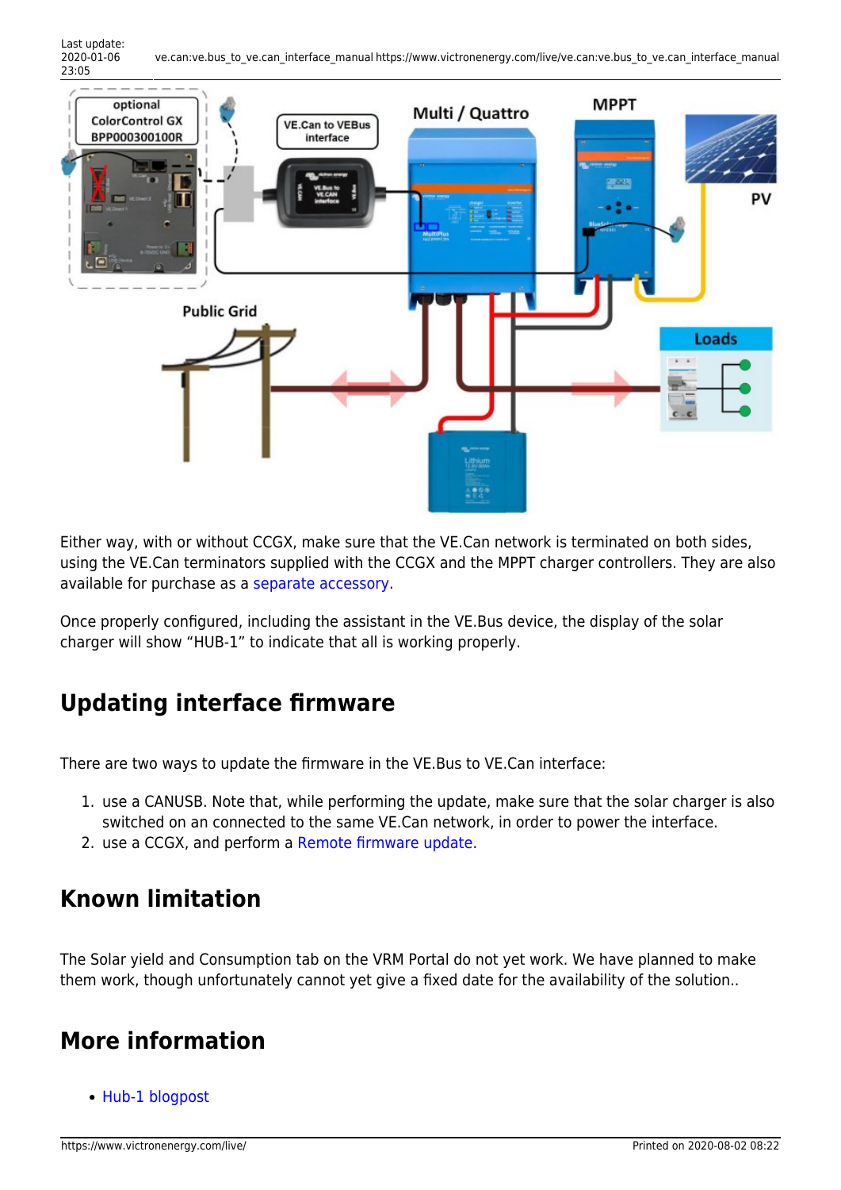Either way, with or without CCGX, make sure that the VE.Can network is terminated on both sides, using the VE.Can terminators supplied with the CCGX and the MPPT charger controllers. They are also available for purchase as a separate accessory.

Once properly configured, including the assistant in the VE.Bus device, the display of the solar charger will show “HUB-1” to indicate that all is working properly.

## Updating interface firmware

There are two ways to update the firmware in the VE.Bus to VE.Can interface:

1. use a CANUSB. Note that, while performing the update, make sure that the solar charger is also switched on an connected to the same VE.Can network, in order to power the interface.
2. use a CCGX, and perform a Remote firmware update.

## Known limitation

The Solar yield and Consumption tab on the VRM Portal do not yet work. We have planned to make them work, though unfortunately cannot yet give a fixed date for the availability of the solution..

## More information

- Hub-1 blogpost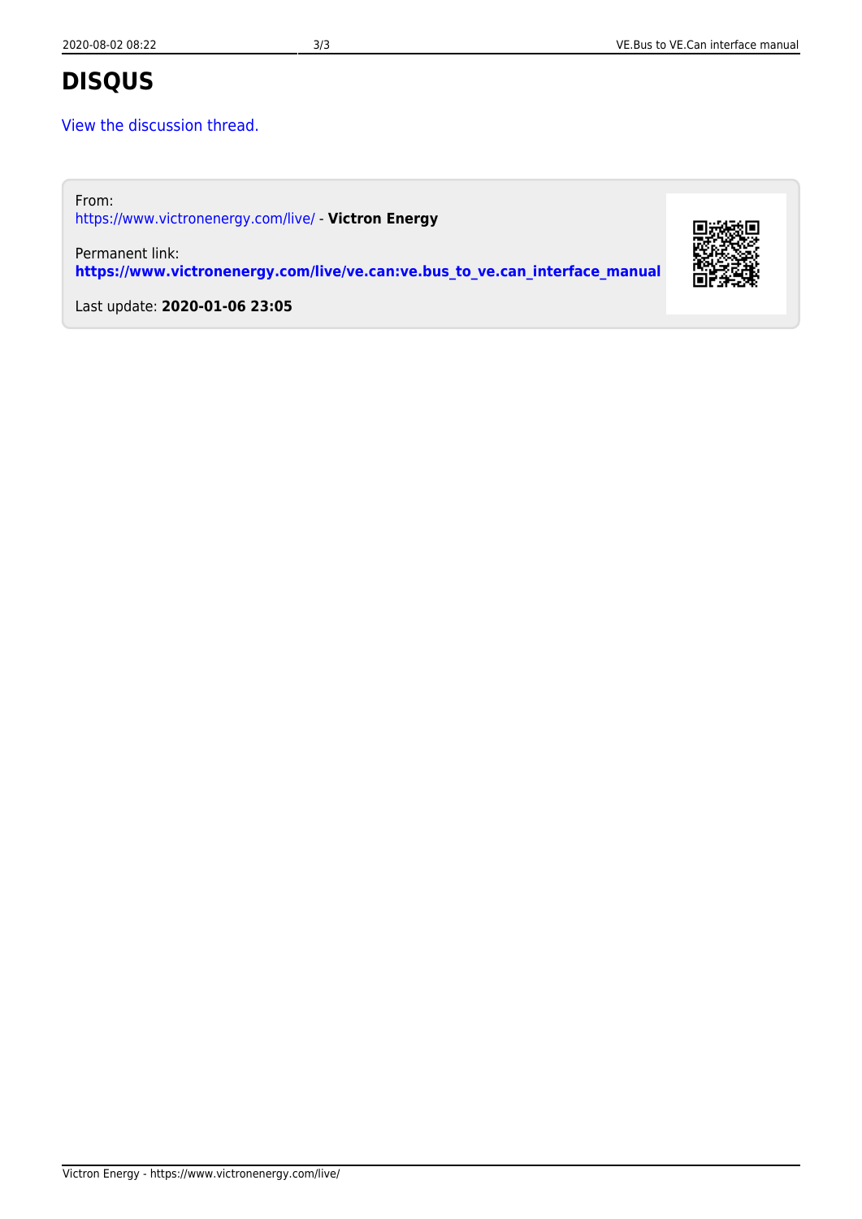# DISQUS

View the discussion thread.

From:
https://www.victronenergy.com/live/ - **Victron Energy**

Permanent link:
**https://www.victronenergy.com/live/ve.can:ve.bus_to_ve.can_interface_manual**

Last update: **2020-01-06 23:05**